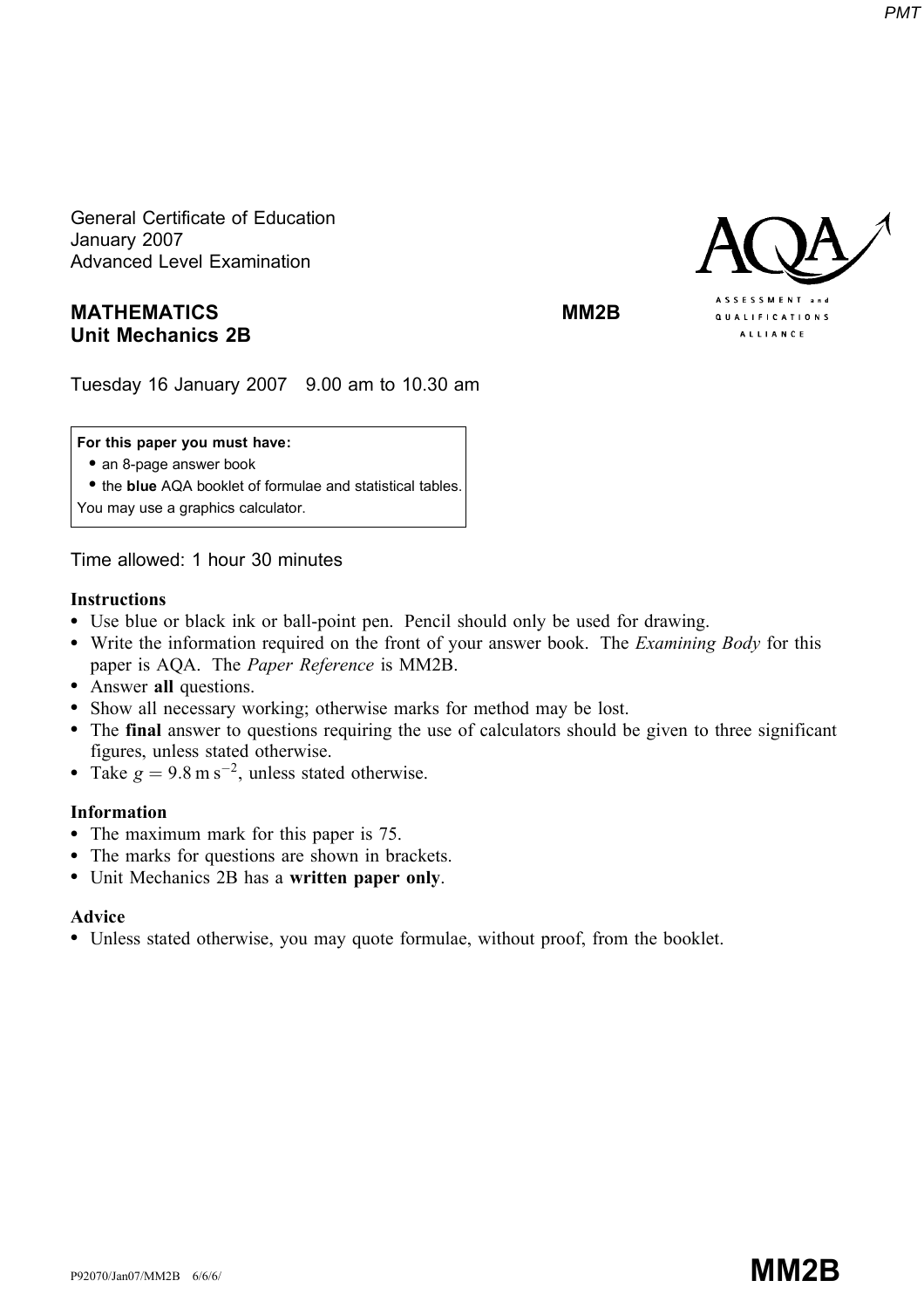General Certificate of Education
January 2007
Advanced Level Examination

**MATHEMATICS** **MM2B**
**Unit Mechanics 2B**

Tuesday 16 January 2007 9.00 am to 10.30 am

**For this paper you must have:**
- an 8-page answer book
- the **blue** AQA booklet of formulae and statistical tables.

You may use a graphics calculator.

Time allowed: 1 hour 30 minutes

**Instructions**
- Use blue or black ink or ball-point pen. Pencil should only be used for drawing.
- Write the information required on the front of your answer book. The *Examining Body* for this paper is AQA. The *Paper Reference* is MM2B.
- Answer **all** questions.
- Show all necessary working; otherwise marks for method may be lost.
- The **final** answer to questions requiring the use of calculators should be given to three significant figures, unless stated otherwise.
- Take $g = 9.8\ \text{m s}^{-2}$, unless stated otherwise.

**Information**
- The maximum mark for this paper is 75.
- The marks for questions are shown in brackets.
- Unit Mechanics 2B has a **written paper only**.

**Advice**
- Unless stated otherwise, you may quote formulae, without proof, from the booklet.

P92070/Jan07/MM2B 6/6/6/ **MM2B**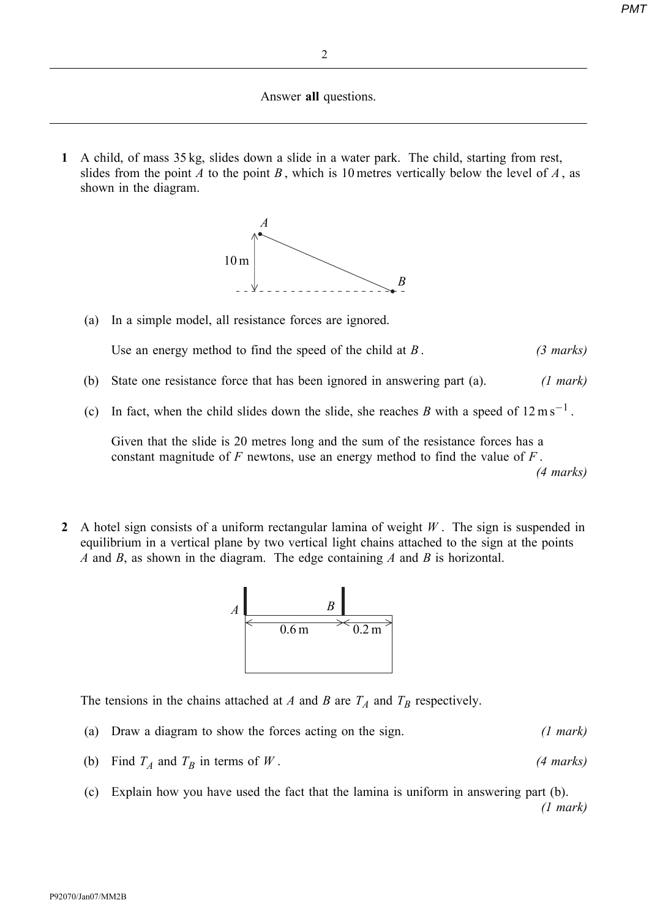Answer **all** questions.

---

**1** A child, of mass 35 kg, slides down a slide in a water park. The child, starting from rest, slides from the point $A$ to the point $B$, which is 10 metres vertically below the level of $A$, as shown in the diagram.

(a) In a simple model, all resistance forces are ignored.

Use an energy method to find the speed of the child at $B$. *(3 marks)*

(b) State one resistance force that has been ignored in answering part (a). *(1 mark)*

(c) In fact, when the child slides down the slide, she reaches $B$ with a speed of $12\,\text{m}\,\text{s}^{-1}$.

Given that the slide is 20 metres long and the sum of the resistance forces has a constant magnitude of $F$ newtons, use an energy method to find the value of $F$. *(4 marks)*

**2** A hotel sign consists of a uniform rectangular lamina of weight $W$. The sign is suspended in equilibrium in a vertical plane by two vertical light chains attached to the sign at the points $A$ and $B$, as shown in the diagram. The edge containing $A$ and $B$ is horizontal.

The tensions in the chains attached at $A$ and $B$ are $T_A$ and $T_B$ respectively.

(a) Draw a diagram to show the forces acting on the sign. *(1 mark)*

(b) Find $T_A$ and $T_B$ in terms of $W$. *(4 marks)*

(c) Explain how you have used the fact that the lamina is uniform in answering part (b). *(1 mark)*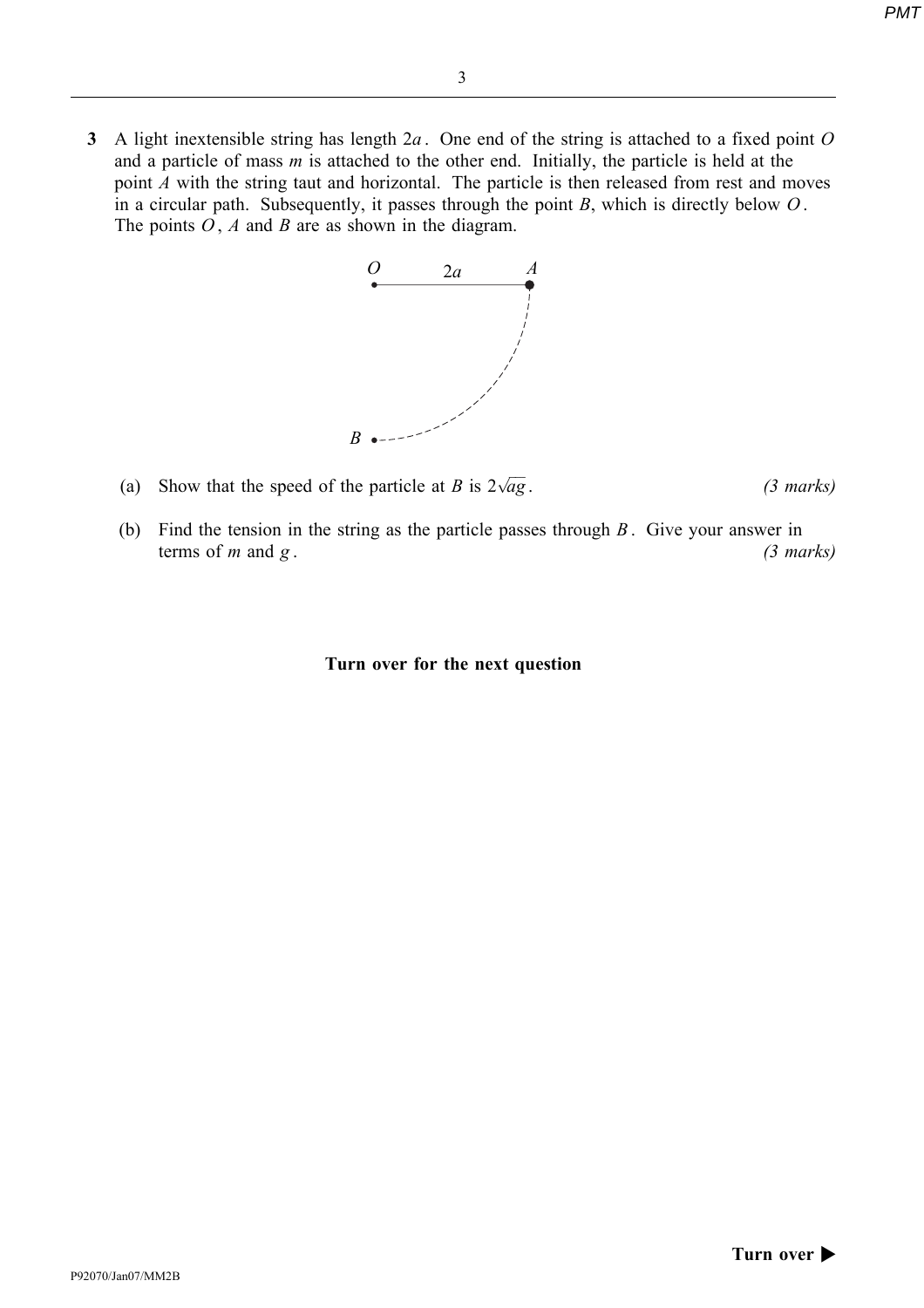**3** A light inextensible string has length $2a$. One end of the string is attached to a fixed point $O$ and a particle of mass $m$ is attached to the other end. Initially, the particle is held at the point $A$ with the string taut and horizontal. The particle is then released from rest and moves in a circular path. Subsequently, it passes through the point $B$, which is directly below $O$. The points $O$, $A$ and $B$ are as shown in the diagram.

(a) Show that the speed of the particle at $B$ is $2\sqrt{ag}$. *(3 marks)*

(b) Find the tension in the string as the particle passes through $B$. Give your answer in terms of $m$ and $g$. *(3 marks)*

**Turn over for the next question**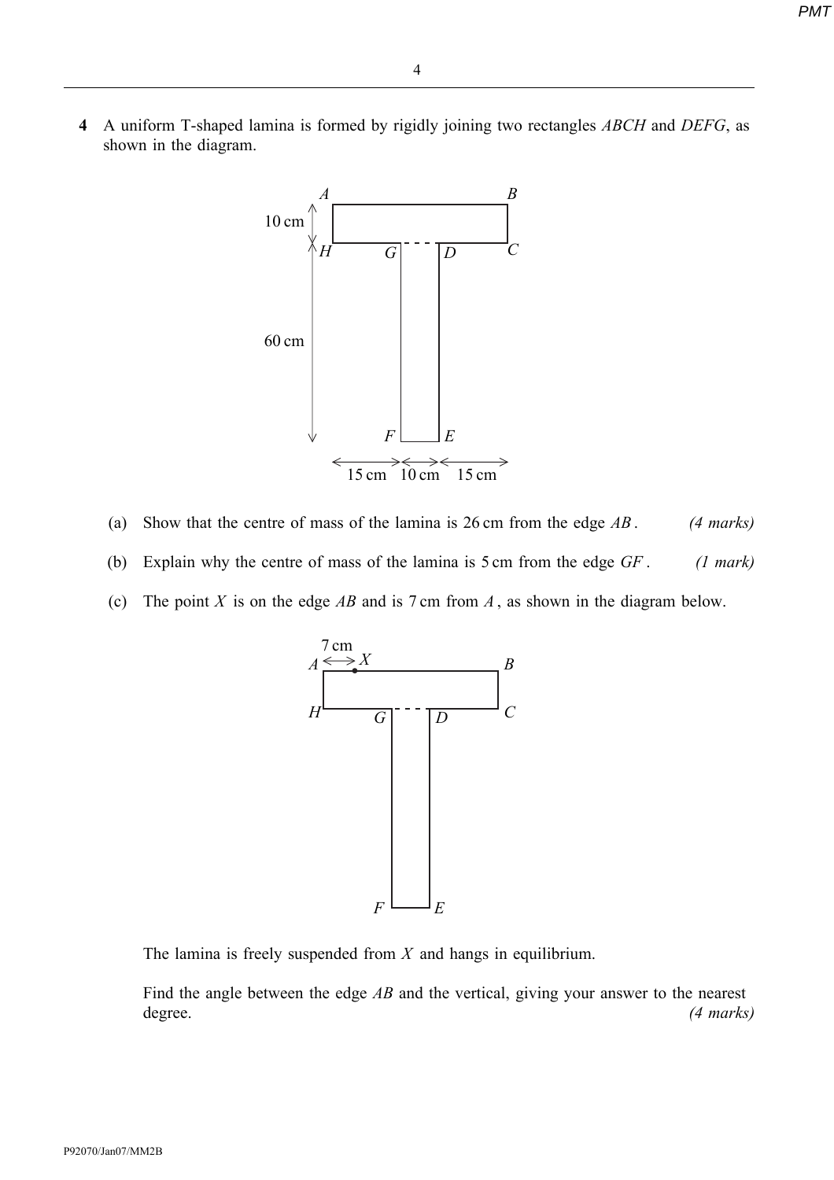**4** A uniform T-shaped lamina is formed by rigidly joining two rectangles $ABCH$ and $DEFG$, as shown in the diagram.

(a) Show that the centre of mass of the lamina is 26 cm from the edge $AB$. *(4 marks)*

(b) Explain why the centre of mass of the lamina is 5 cm from the edge $GF$. *(1 mark)*

(c) The point $X$ is on the edge $AB$ and is 7 cm from $A$, as shown in the diagram below.

The lamina is freely suspended from $X$ and hangs in equilibrium.

Find the angle between the edge $AB$ and the vertical, giving your answer to the nearest degree. *(4 marks)*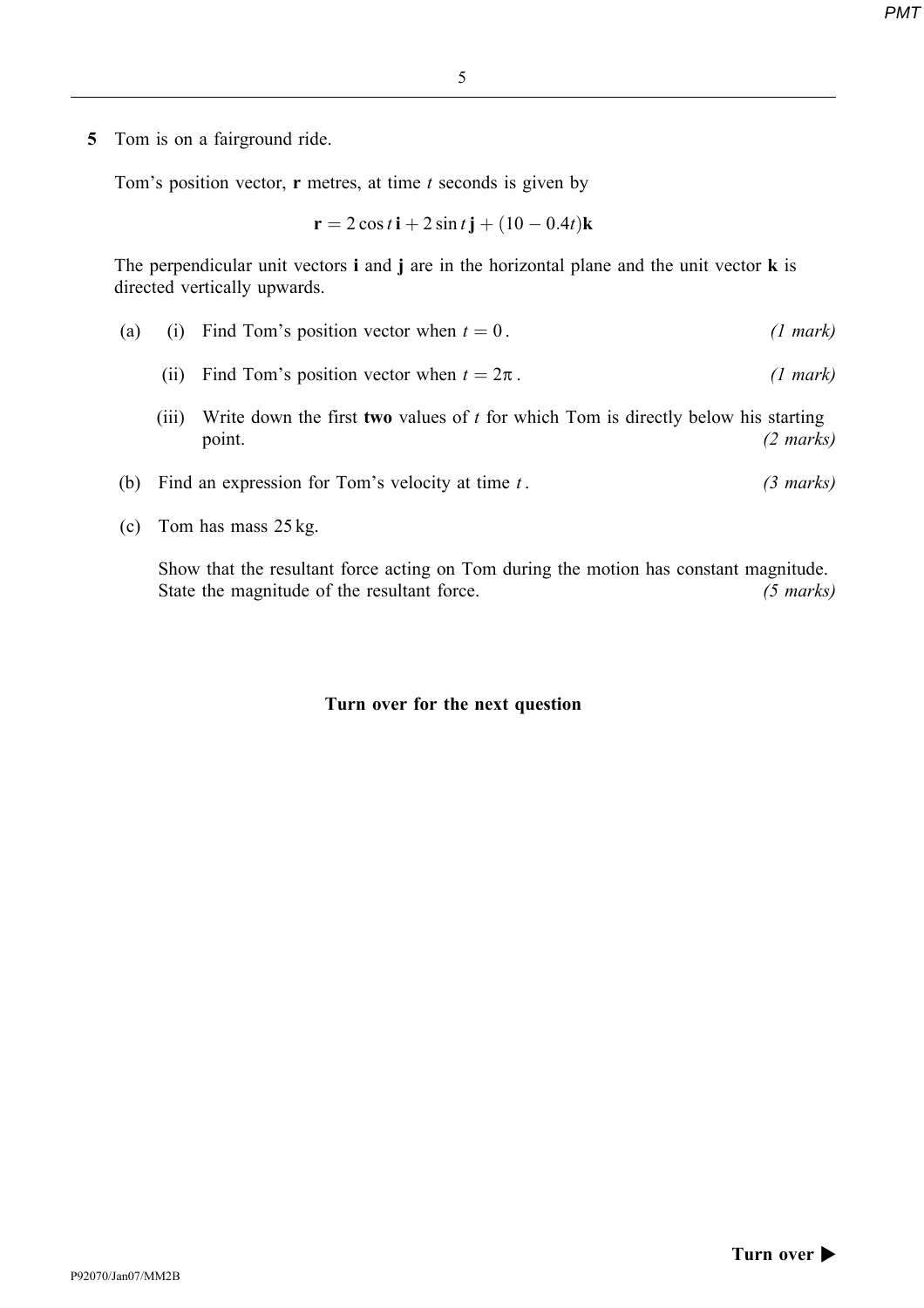**5** Tom is on a fairground ride.

Tom's position vector, $\mathbf{r}$ metres, at time $t$ seconds is given by

$$\mathbf{r} = 2\cos t\,\mathbf{i} + 2\sin t\,\mathbf{j} + (10 - 0.4t)\mathbf{k}$$

The perpendicular unit vectors $\mathbf{i}$ and $\mathbf{j}$ are in the horizontal plane and the unit vector $\mathbf{k}$ is directed vertically upwards.

(a) (i) Find Tom's position vector when $t = 0$. *(1 mark)*

(ii) Find Tom's position vector when $t = 2\pi$. *(1 mark)*

(iii) Write down the first **two** values of $t$ for which Tom is directly below his starting point. *(2 marks)*

(b) Find an expression for Tom's velocity at time $t$. *(3 marks)*

(c) Tom has mass 25 kg.

Show that the resultant force acting on Tom during the motion has constant magnitude. State the magnitude of the resultant force. *(5 marks)*

**Turn over for the next question**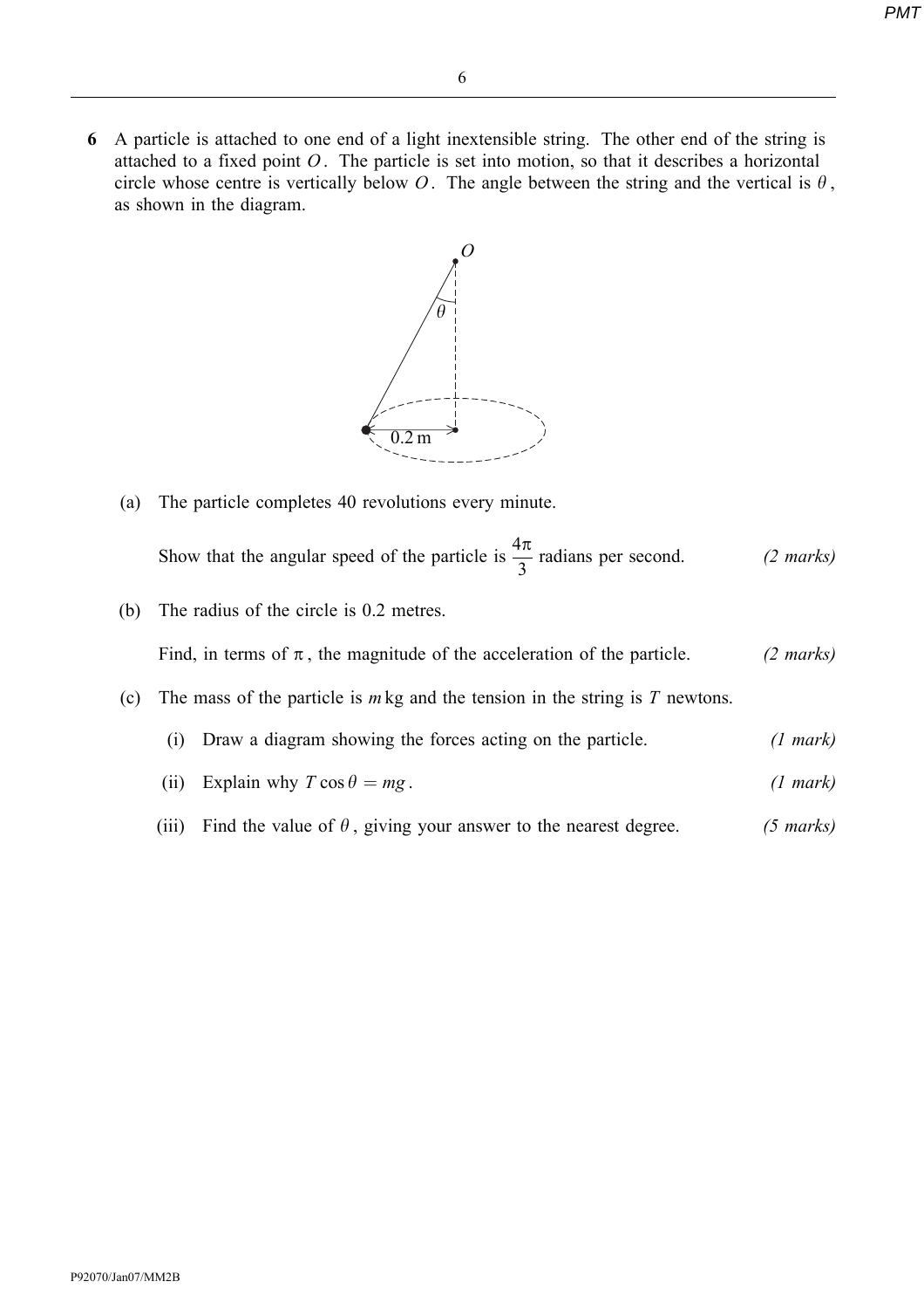**6** A particle is attached to one end of a light inextensible string. The other end of the string is attached to a fixed point $O$. The particle is set into motion, so that it describes a horizontal circle whose centre is vertically below $O$. The angle between the string and the vertical is $\theta$, as shown in the diagram.

(a) The particle completes 40 revolutions every minute.

Show that the angular speed of the particle is $\frac{4\pi}{3}$ radians per second. *(2 marks)*

(b) The radius of the circle is 0.2 metres.

Find, in terms of $\pi$, the magnitude of the acceleration of the particle. *(2 marks)*

(c) The mass of the particle is $m$ kg and the tension in the string is $T$ newtons.

(i) Draw a diagram showing the forces acting on the particle. *(1 mark)*

(ii) Explain why $T\cos\theta = mg$. *(1 mark)*

(iii) Find the value of $\theta$, giving your answer to the nearest degree. *(5 marks)*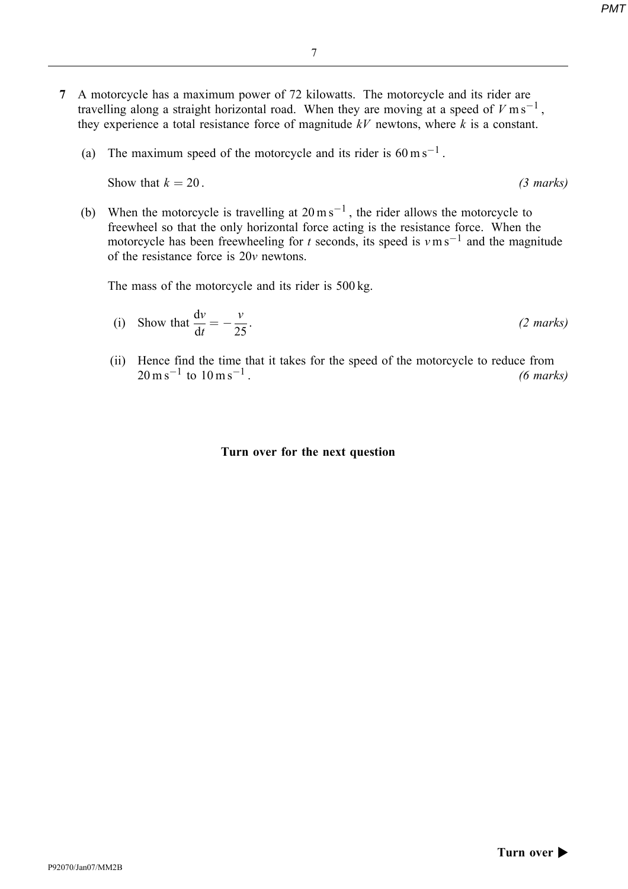**7** A motorcycle has a maximum power of 72 kilowatts. The motorcycle and its rider are travelling along a straight horizontal road. When they are moving at a speed of $V\,\text{m}\,\text{s}^{-1}$, they experience a total resistance force of magnitude $kV$ newtons, where $k$ is a constant.

(a) The maximum speed of the motorcycle and its rider is $60\,\text{m}\,\text{s}^{-1}$.

Show that $k = 20$. *(3 marks)*

(b) When the motorcycle is travelling at $20\,\text{m}\,\text{s}^{-1}$, the rider allows the motorcycle to freewheel so that the only horizontal force acting is the resistance force. When the motorcycle has been freewheeling for $t$ seconds, its speed is $v\,\text{m}\,\text{s}^{-1}$ and the magnitude of the resistance force is $20v$ newtons.

The mass of the motorcycle and its rider is 500 kg.

(i) Show that $\dfrac{\text{d}v}{\text{d}t} = -\dfrac{v}{25}$. *(2 marks)*

(ii) Hence find the time that it takes for the speed of the motorcycle to reduce from $20\,\text{m}\,\text{s}^{-1}$ to $10\,\text{m}\,\text{s}^{-1}$. *(6 marks)*

**Turn over for the next question**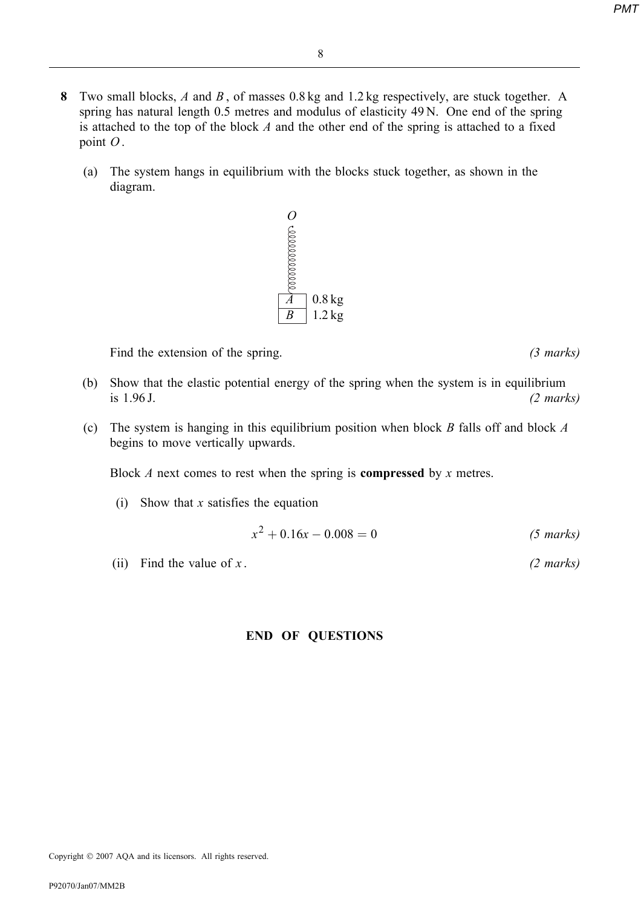**8** Two small blocks, $A$ and $B$, of masses 0.8 kg and 1.2 kg respectively, are stuck together. A spring has natural length 0.5 metres and modulus of elasticity 49 N. One end of the spring is attached to the top of the block $A$ and the other end of the spring is attached to a fixed point $O$.

(a) The system hangs in equilibrium with the blocks stuck together, as shown in the diagram.

O

A 0.8 kg

B 1.2 kg

Find the extension of the spring. *(3 marks)*

(b) Show that the elastic potential energy of the spring when the system is in equilibrium is 1.96 J. *(2 marks)*

(c) The system is hanging in this equilibrium position when block $B$ falls off and block $A$ begins to move vertically upwards.

Block $A$ next comes to rest when the spring is **compressed** by $x$ metres.

(i) Show that $x$ satisfies the equation

$$x^2 + 0.16x - 0.008 = 0$$ *(5 marks)*

(ii) Find the value of $x$. *(2 marks)*

**END OF QUESTIONS**

Copyright © 2007 AQA and its licensors. All rights reserved.

P92070/Jan07/MM2B